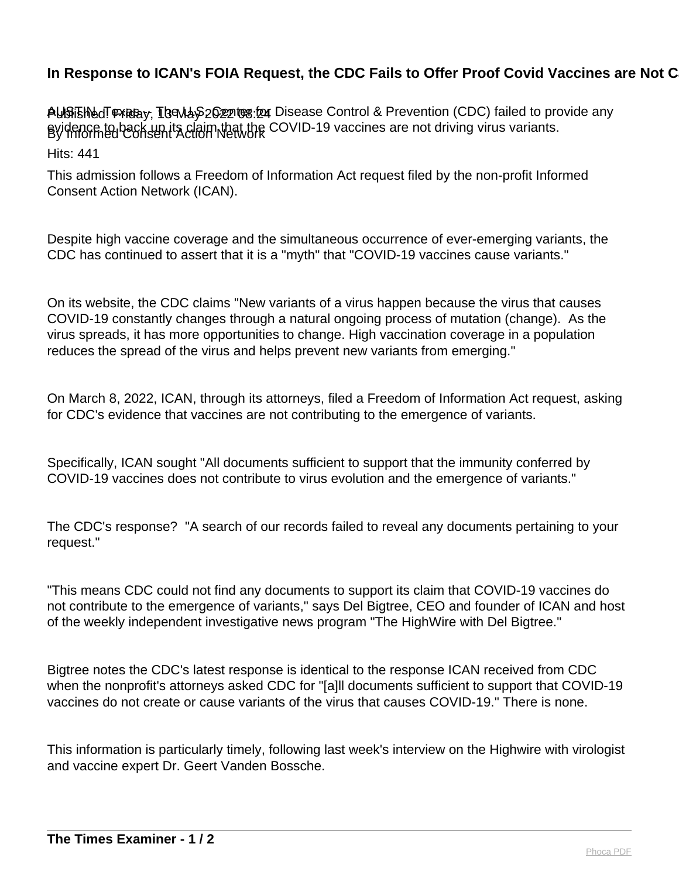# In Response to ICAN's FOIA Request, the CDC Fails to Offer Proof Covid Vaccines are Not C

Published: Friday, 13 May 2022 08:24
By Informed Consent Action Network

Hits: 441

AUSTIN, Texas – The U.S. Center for Disease Control & Prevention (CDC) failed to provide any evidence to back up its claim that the COVID-19 vaccines are not driving virus variants.

This admission follows a Freedom of Information Act request filed by the non-profit Informed Consent Action Network (ICAN).

Despite high vaccine coverage and the simultaneous occurrence of ever-emerging variants, the CDC has continued to assert that it is a "myth" that "COVID-19 vaccines cause variants."

On its website, the CDC claims "New variants of a virus happen because the virus that causes COVID-19 constantly changes through a natural ongoing process of mutation (change). As the virus spreads, it has more opportunities to change. High vaccination coverage in a population reduces the spread of the virus and helps prevent new variants from emerging."

On March 8, 2022, ICAN, through its attorneys, filed a Freedom of Information Act request, asking for CDC's evidence that vaccines are not contributing to the emergence of variants.

Specifically, ICAN sought "All documents sufficient to support that the immunity conferred by COVID-19 vaccines does not contribute to virus evolution and the emergence of variants."

The CDC's response? "A search of our records failed to reveal any documents pertaining to your request."

"This means CDC could not find any documents to support its claim that COVID-19 vaccines do not contribute to the emergence of variants," says Del Bigtree, CEO and founder of ICAN and host of the weekly independent investigative news program "The HighWire with Del Bigtree."

Bigtree notes the CDC's latest response is identical to the response ICAN received from CDC when the nonprofit's attorneys asked CDC for "[a]ll documents sufficient to support that COVID-19 vaccines do not create or cause variants of the virus that causes COVID-19." There is none.

This information is particularly timely, following last week's interview on the Highwire with virologist and vaccine expert Dr. Geert Vanden Bossche.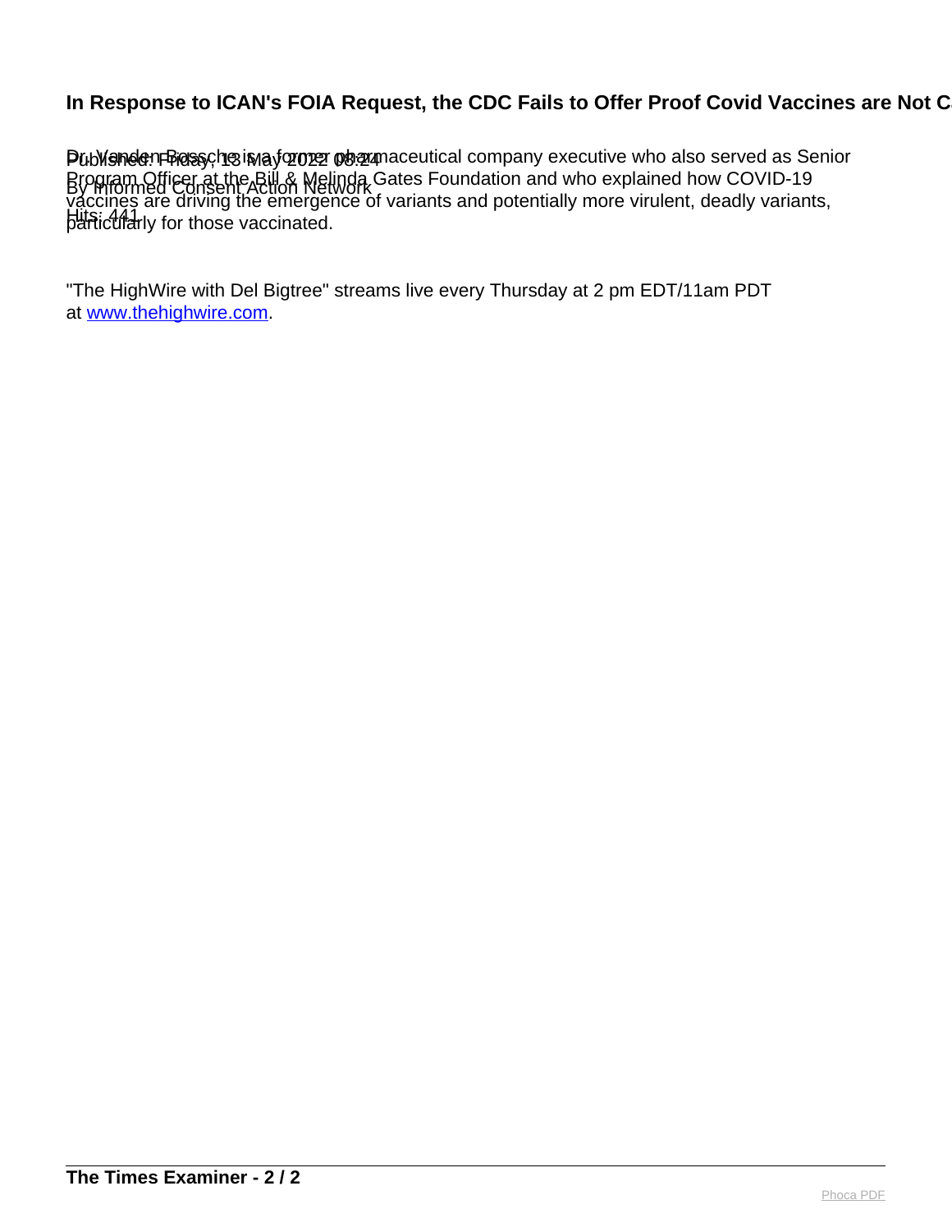Dr. Vanden Bossche is a former pharmaceutical company executive who also served as Senior Program Officer at the Bill & Melinda Gates Foundation and who explained how COVID-19 vaccines are driving the emergence of variants and potentially more virulent, deadly variants, particularly for those vaccinated.

"The HighWire with Del Bigtree" streams live every Thursday at 2 pm EDT/11am PDT at www.thehighwire.com.